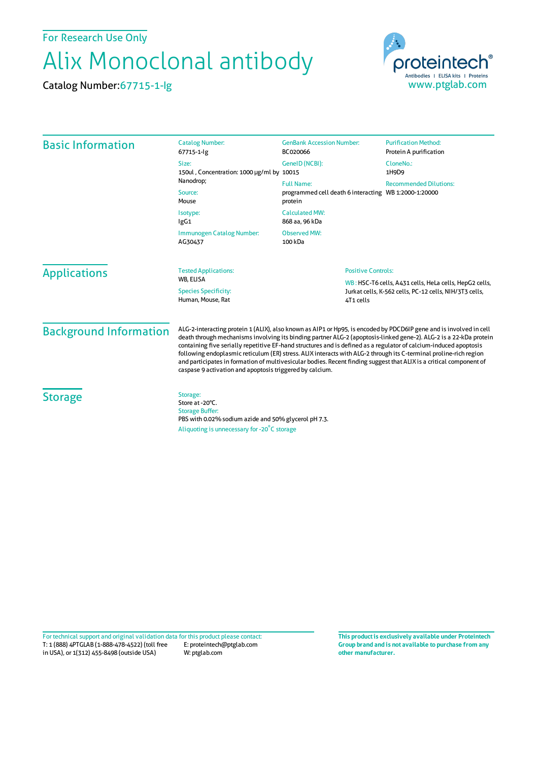For Research Use Only

# Alix Monoclonal antibody

Catalog Number: 67715-1-Ig

proteintech®
Antibodies | ELISA kits | Proteins
www.ptglab.com

## Basic Information

**Catalog Number:**
67715-1-Ig

**Size:**
150ul , Concentration: 1000 μg/ml by Nanodrop;

**Source:**
Mouse

**Isotype:**
IgG1

**Immunogen Catalog Number:**
AG30437

**GenBank Accession Number:**
BC020066

**GeneID (NCBI):**
10015

**Full Name:**
programmed cell death 6 interacting protein

**Calculated MW:**
868 aa, 96 kDa

**Observed MW:**
100 kDa

**Purification Method:**
Protein A purification

**CloneNo.:**
1H9D9

**Recommended Dilutions:**
WB 1:2000-1:20000

## Applications

**Tested Applications:**
WB, ELISA

**Species Specificity:**
Human, Mouse, Rat

**Positive Controls:**

WB : HSC-T6 cells, A431 cells, HeLa cells, HepG2 cells, Jurkat cells, K-562 cells, PC-12 cells, NIH/3T3 cells, 4T1 cells

## Background Information

ALG-2-interacting protein 1 (ALIX), also known as AIP1 or Hp95, is encoded by PDCD6IP gene and is involved in cell death through mechanisms involving its binding partner ALG-2 (apoptosis-linked gene-2). ALG-2 is a 22-kDa protein containing five serially repetitive EF-hand structures and is defined as a regulator of calcium-induced apoptosis following endoplasmic reticulum (ER) stress. ALIX interacts with ALG-2 through its C-terminal proline-rich region and participates in formation of multivesicular bodies. Recent finding suggest that ALIX is a critical component of caspase 9 activation and apoptosis triggered by calcium.

## Storage

**Storage:**
Store at -20°C.

**Storage Buffer:**
PBS with 0.02% sodium azide and 50% glycerol pH 7.3.

Aliquoting is unnecessary for -20°C storage

For technical support and original validation data for this product please contact:
T: 1 (888) 4PTGLAB (1-888-478-4522) (toll free in USA), or 1(312) 455-8498 (outside USA)
E: proteintech@ptglab.com
W: ptglab.com

**This product is exclusively available under Proteintech Group brand and is not available to purchase from any other manufacturer.**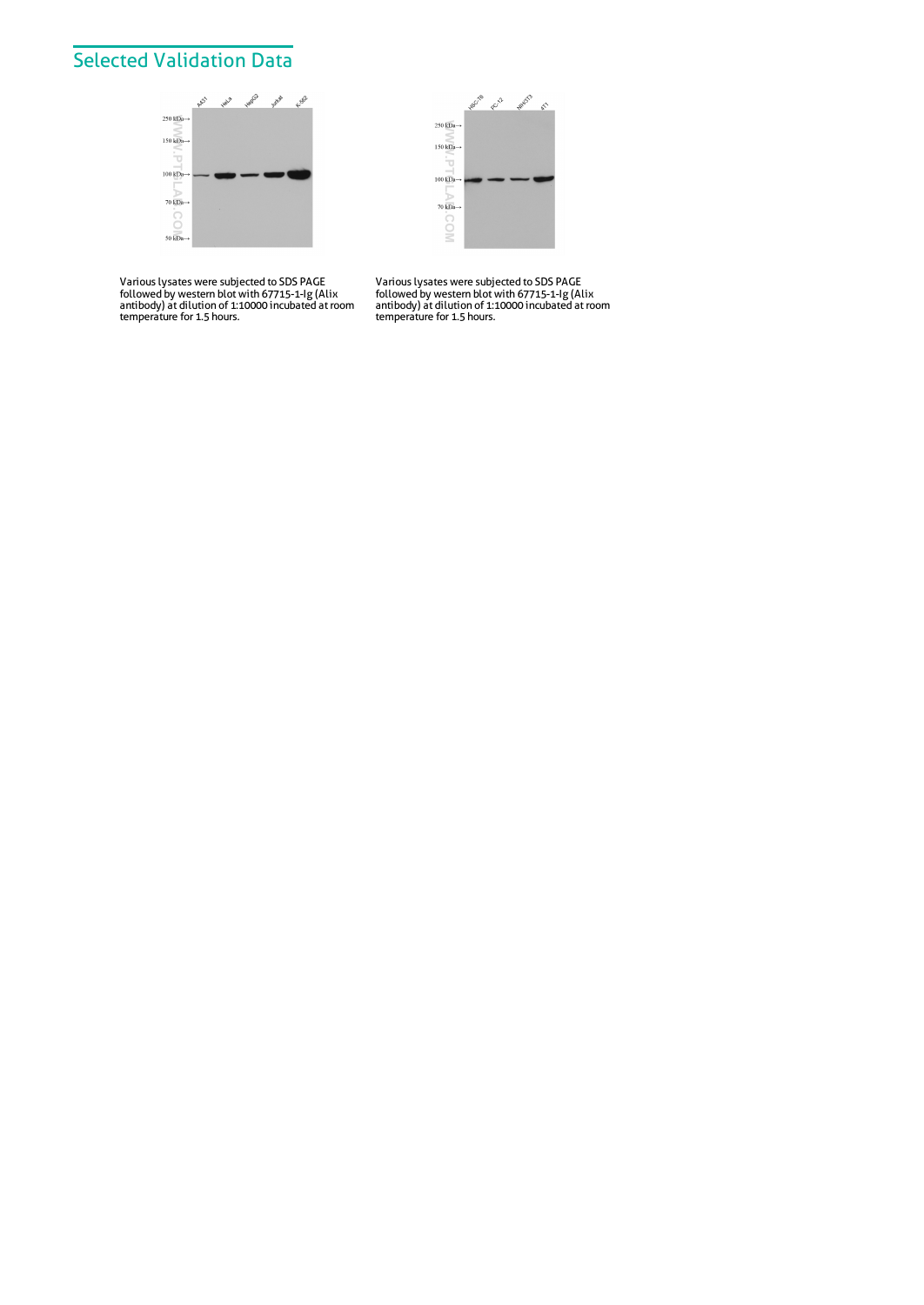## Selected Validation Data

A431
HeLa
HepG2
Jurkat
K-562

250 kDa→
150 kDa→
100 kDa→
70 kDa→
50 kDa→

Various lysates were subjected to SDS PAGE followed by western blot with 67715-1-Ig (Alix antibody) at dilution of 1:10000 incubated at room temperature for 1.5 hours.

HSC-T6
PC-12
NIH/3T3
4T1

250 kDa→
150 kDa→
100 kDa→
70 kDa→

Various lysates were subjected to SDS PAGE followed by western blot with 67715-1-Ig (Alix antibody) at dilution of 1:10000 incubated at room temperature for 1.5 hours.